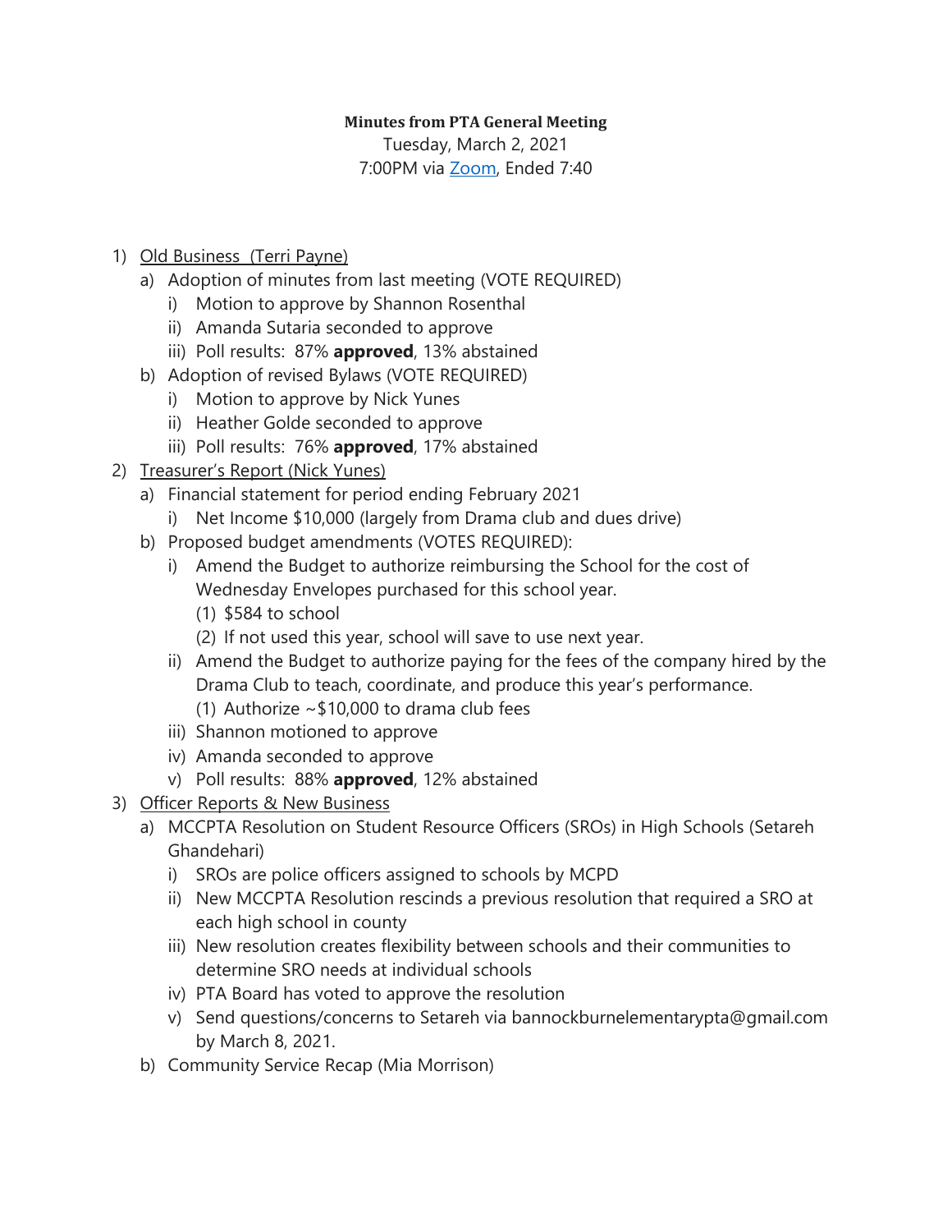**Minutes from PTA General Meeting**

Tuesday, March 2, 2021

7:00PM via Zoom, Ended 7:40

1) Old Business (Terri Payne)
    a) Adoption of minutes from last meeting (VOTE REQUIRED)
        i) Motion to approve by Shannon Rosenthal
        ii) Amanda Sutaria seconded to approve
        iii) Poll results: 87% **approved**, 13% abstained
    b) Adoption of revised Bylaws (VOTE REQUIRED)
        i) Motion to approve by Nick Yunes
        ii) Heather Golde seconded to approve
        iii) Poll results: 76% **approved**, 17% abstained
2) Treasurer's Report (Nick Yunes)
    a) Financial statement for period ending February 2021
        i) Net Income $10,000 (largely from Drama club and dues drive)
    b) Proposed budget amendments (VOTES REQUIRED):
        i) Amend the Budget to authorize reimbursing the School for the cost of Wednesday Envelopes purchased for this school year.
            (1) $584 to school
            (2) If not used this year, school will save to use next year.
        ii) Amend the Budget to authorize paying for the fees of the company hired by the Drama Club to teach, coordinate, and produce this year's performance.
            (1) Authorize ~$10,000 to drama club fees
        iii) Shannon motioned to approve
        iv) Amanda seconded to approve
        v) Poll results: 88% **approved**, 12% abstained
3) Officer Reports & New Business
    a) MCCPTA Resolution on Student Resource Officers (SROs) in High Schools (Setareh Ghandehari)
        i) SROs are police officers assigned to schools by MCPD
        ii) New MCCPTA Resolution rescinds a previous resolution that required a SRO at each high school in county
        iii) New resolution creates flexibility between schools and their communities to determine SRO needs at individual schools
        iv) PTA Board has voted to approve the resolution
        v) Send questions/concerns to Setareh via bannockburnelementarypta@gmail.com by March 8, 2021.
    b) Community Service Recap (Mia Morrison)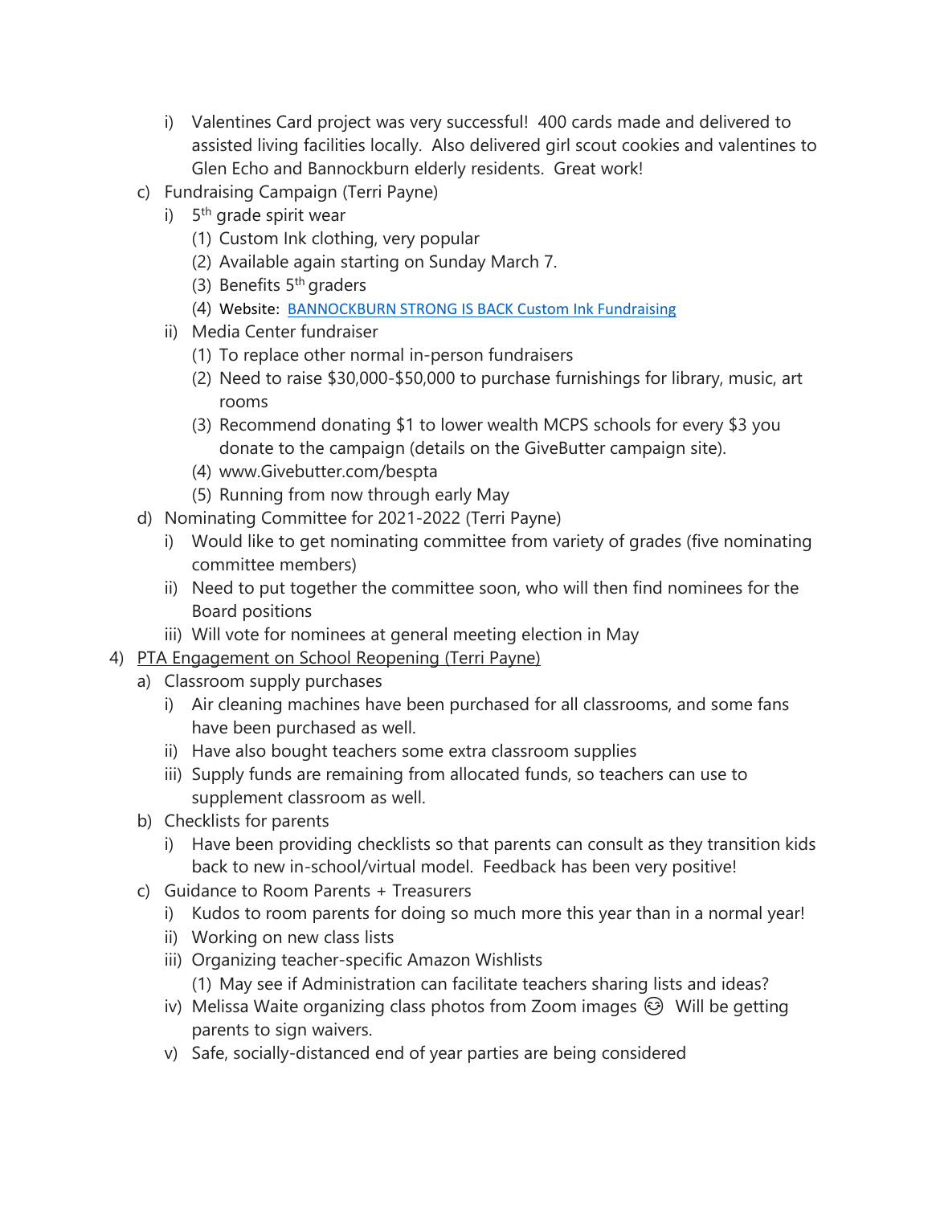- i) Valentines Card project was very successful! 400 cards made and delivered to assisted living facilities locally. Also delivered girl scout cookies and valentines to Glen Echo and Bannockburn elderly residents. Great work!
 - c) Fundraising Campaign (Terri Payne)
   - i) 5th grade spirit wear
     - (1) Custom Ink clothing, very popular
     - (2) Available again starting on Sunday March 7.
     - (3) Benefits 5th graders
     - (4) Website: [BANNOCKBURN STRONG IS BACK Custom Ink Fundraising]()
   - ii) Media Center fundraiser
     - (1) To replace other normal in-person fundraisers
     - (2) Need to raise $30,000-$50,000 to purchase furnishings for library, music, art rooms
     - (3) Recommend donating $1 to lower wealth MCPS schools for every $3 you donate to the campaign (details on the GiveButter campaign site).
     - (4) www.Givebutter.com/bespta
     - (5) Running from now through early May
 - d) Nominating Committee for 2021-2022 (Terri Payne)
   - i) Would like to get nominating committee from variety of grades (five nominating committee members)
   - ii) Need to put together the committee soon, who will then find nominees for the Board positions
   - iii) Will vote for nominees at general meeting election in May

4) <u>PTA Engagement on School Reopening (Terri Payne)</u>
 - a) Classroom supply purchases
   - i) Air cleaning machines have been purchased for all classrooms, and some fans have been purchased as well.
   - ii) Have also bought teachers some extra classroom supplies
   - iii) Supply funds are remaining from allocated funds, so teachers can use to supplement classroom as well.
 - b) Checklists for parents
   - i) Have been providing checklists so that parents can consult as they transition kids back to new in-school/virtual model. Feedback has been very positive!
 - c) Guidance to Room Parents + Treasurers
   - i) Kudos to room parents for doing so much more this year than in a normal year!
   - ii) Working on new class lists
   - iii) Organizing teacher-specific Amazon Wishlists
     - (1) May see if Administration can facilitate teachers sharing lists and ideas?
   - iv) Melissa Waite organizing class photos from Zoom images 😌 Will be getting parents to sign waivers.
   - v) Safe, socially-distanced end of year parties are being considered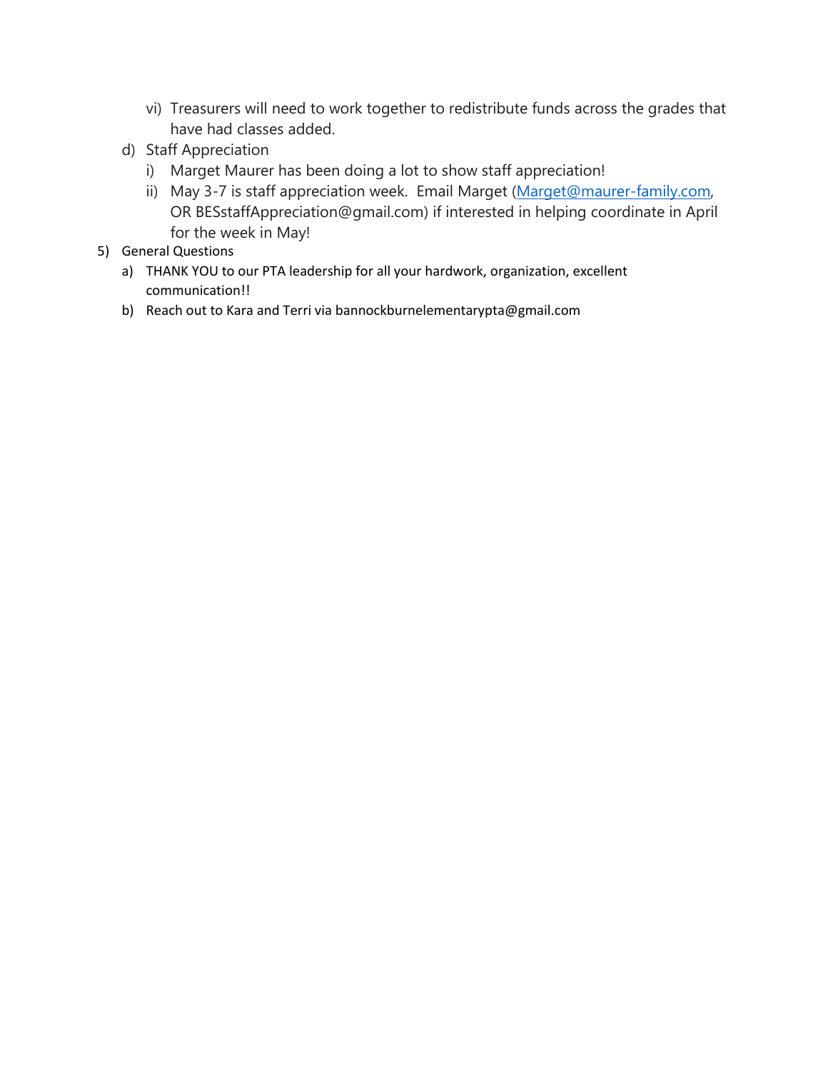- vi) Treasurers will need to work together to redistribute funds across the grades that have had classes added.
- d) Staff Appreciation
   - i) Marget Maurer has been doing a lot to show staff appreciation!
   - ii) May 3-7 is staff appreciation week. Email Marget (Marget@maurer-family.com, OR BESstaffAppreciation@gmail.com) if interested in helping coordinate in April for the week in May!

5) General Questions
   - a) THANK YOU to our PTA leadership for all your hardwork, organization, excellent communication!!
   - b) Reach out to Kara and Terri via bannockburnelementarypta@gmail.com